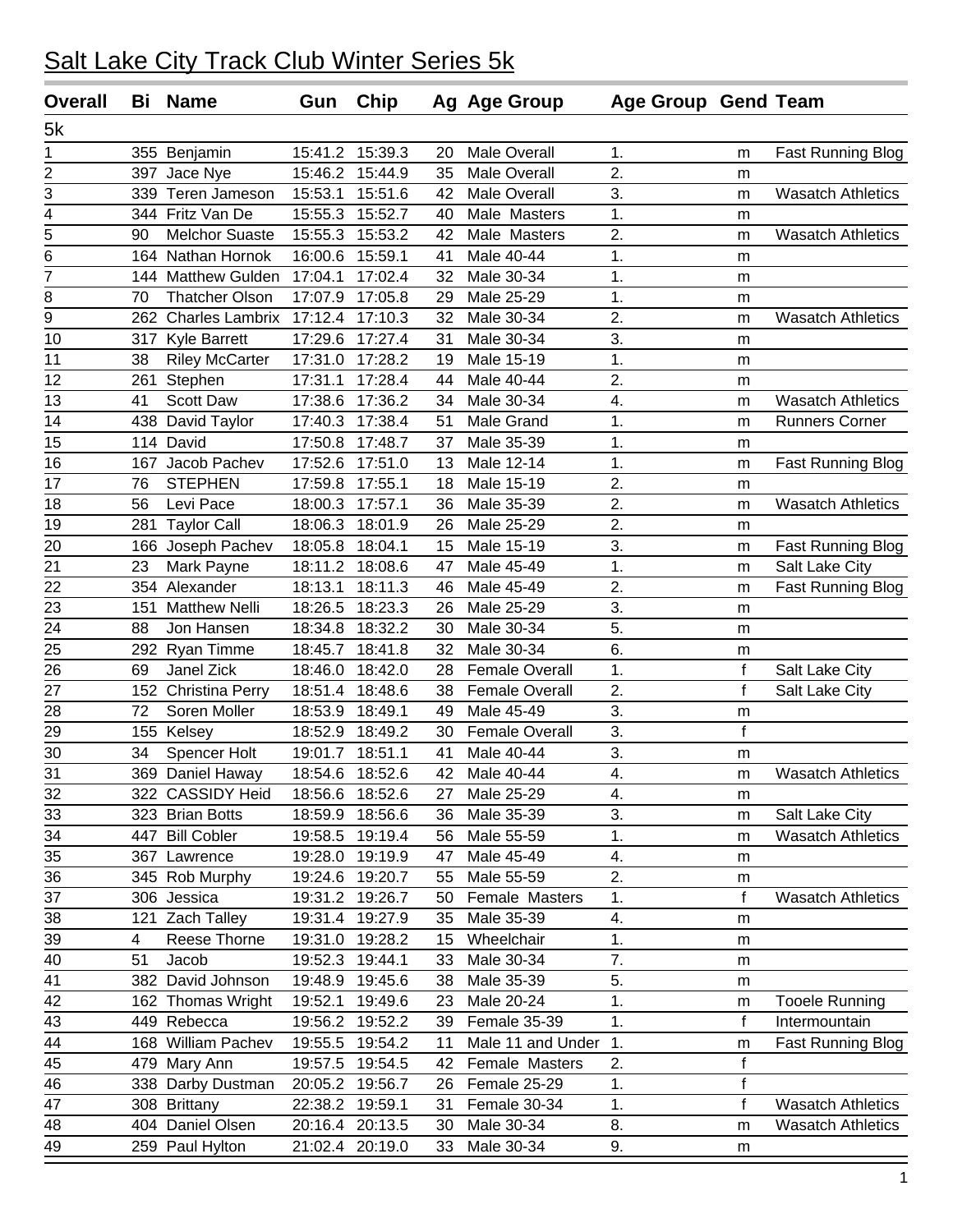# Salt Lake City Track Club Winter Series 5k

| Overall | Bi | Name | Gun | Chip | Ag | Age Group | Age Group | Gend | Team |
|---|---|---|---|---|---|---|---|---|---|
| 5k | | | | | | | | | |
| 1 | 355 | Benjamin | 15:41.2 | 15:39.3 | 20 | Male Overall | 1. | m | Fast Running Blog |
| 2 | 397 | Jace Nye | 15:46.2 | 15:44.9 | 35 | Male Overall | 2. | m | |
| 3 | 339 | Teren Jameson | 15:53.1 | 15:51.6 | 42 | Male Overall | 3. | m | Wasatch Athletics |
| 4 | 344 | Fritz Van De | 15:55.3 | 15:52.7 | 40 | Male Masters | 1. | m | |
| 5 | 90 | Melchor Suaste | 15:55.3 | 15:53.2 | 42 | Male Masters | 2. | m | Wasatch Athletics |
| 6 | 164 | Nathan Hornok | 16:00.6 | 15:59.1 | 41 | Male 40-44 | 1. | m | |
| 7 | 144 | Matthew Gulden | 17:04.1 | 17:02.4 | 32 | Male 30-34 | 1. | m | |
| 8 | 70 | Thatcher Olson | 17:07.9 | 17:05.8 | 29 | Male 25-29 | 1. | m | |
| 9 | 262 | Charles Lambrix | 17:12.4 | 17:10.3 | 32 | Male 30-34 | 2. | m | Wasatch Athletics |
| 10 | 317 | Kyle Barrett | 17:29.6 | 17:27.4 | 31 | Male 30-34 | 3. | m | |
| 11 | 38 | Riley McCarter | 17:31.0 | 17:28.2 | 19 | Male 15-19 | 1. | m | |
| 12 | 261 | Stephen | 17:31.1 | 17:28.4 | 44 | Male 40-44 | 2. | m | |
| 13 | 41 | Scott Daw | 17:38.6 | 17:36.2 | 34 | Male 30-34 | 4. | m | Wasatch Athletics |
| 14 | 438 | David Taylor | 17:40.3 | 17:38.4 | 51 | Male Grand | 1. | m | Runners Corner |
| 15 | 114 | David | 17:50.8 | 17:48.7 | 37 | Male 35-39 | 1. | m | |
| 16 | 167 | Jacob Pachev | 17:52.6 | 17:51.0 | 13 | Male 12-14 | 1. | m | Fast Running Blog |
| 17 | 76 | STEPHEN | 17:59.8 | 17:55.1 | 18 | Male 15-19 | 2. | m | |
| 18 | 56 | Levi Pace | 18:00.3 | 17:57.1 | 36 | Male 35-39 | 2. | m | Wasatch Athletics |
| 19 | 281 | Taylor Call | 18:06.3 | 18:01.9 | 26 | Male 25-29 | 2. | m | |
| 20 | 166 | Joseph Pachev | 18:05.8 | 18:04.1 | 15 | Male 15-19 | 3. | m | Fast Running Blog |
| 21 | 23 | Mark Payne | 18:11.2 | 18:08.6 | 47 | Male 45-49 | 1. | m | Salt Lake City |
| 22 | 354 | Alexander | 18:13.1 | 18:11.3 | 46 | Male 45-49 | 2. | m | Fast Running Blog |
| 23 | 151 | Matthew Nelli | 18:26.5 | 18:23.3 | 26 | Male 25-29 | 3. | m | |
| 24 | 88 | Jon Hansen | 18:34.8 | 18:32.2 | 30 | Male 30-34 | 5. | m | |
| 25 | 292 | Ryan Timme | 18:45.7 | 18:41.8 | 32 | Male 30-34 | 6. | m | |
| 26 | 69 | Janel Zick | 18:46.0 | 18:42.0 | 28 | Female Overall | 1. | f | Salt Lake City |
| 27 | 152 | Christina Perry | 18:51.4 | 18:48.6 | 38 | Female Overall | 2. | f | Salt Lake City |
| 28 | 72 | Soren Moller | 18:53.9 | 18:49.1 | 49 | Male 45-49 | 3. | m | |
| 29 | 155 | Kelsey | 18:52.9 | 18:49.2 | 30 | Female Overall | 3. | f | |
| 30 | 34 | Spencer Holt | 19:01.7 | 18:51.1 | 41 | Male 40-44 | 3. | m | |
| 31 | 369 | Daniel Haway | 18:54.6 | 18:52.6 | 42 | Male 40-44 | 4. | m | Wasatch Athletics |
| 32 | 322 | CASSIDY Heid | 18:56.6 | 18:52.6 | 27 | Male 25-29 | 4. | m | |
| 33 | 323 | Brian Botts | 18:59.9 | 18:56.6 | 36 | Male 35-39 | 3. | m | Salt Lake City |
| 34 | 447 | Bill Cobler | 19:58.5 | 19:19.4 | 56 | Male 55-59 | 1. | m | Wasatch Athletics |
| 35 | 367 | Lawrence | 19:28.0 | 19:19.9 | 47 | Male 45-49 | 4. | m | |
| 36 | 345 | Rob Murphy | 19:24.6 | 19:20.7 | 55 | Male 55-59 | 2. | m | |
| 37 | 306 | Jessica | 19:31.2 | 19:26.7 | 50 | Female Masters | 1. | f | Wasatch Athletics |
| 38 | 121 | Zach Talley | 19:31.4 | 19:27.9 | 35 | Male 35-39 | 4. | m | |
| 39 | 4 | Reese Thorne | 19:31.0 | 19:28.2 | 15 | Wheelchair | 1. | m | |
| 40 | 51 | Jacob | 19:52.3 | 19:44.1 | 33 | Male 30-34 | 7. | m | |
| 41 | 382 | David Johnson | 19:48.9 | 19:45.6 | 38 | Male 35-39 | 5. | m | |
| 42 | 162 | Thomas Wright | 19:52.1 | 19:49.6 | 23 | Male 20-24 | 1. | m | Tooele Running |
| 43 | 449 | Rebecca | 19:56.2 | 19:52.2 | 39 | Female 35-39 | 1. | f | Intermountain |
| 44 | 168 | William Pachev | 19:55.5 | 19:54.2 | 11 | Male 11 and Under | 1. | m | Fast Running Blog |
| 45 | 479 | Mary Ann | 19:57.5 | 19:54.5 | 42 | Female Masters | 2. | f | |
| 46 | 338 | Darby Dustman | 20:05.2 | 19:56.7 | 26 | Female 25-29 | 1. | f | |
| 47 | 308 | Brittany | 22:38.2 | 19:59.1 | 31 | Female 30-34 | 1. | f | Wasatch Athletics |
| 48 | 404 | Daniel Olsen | 20:16.4 | 20:13.5 | 30 | Male 30-34 | 8. | m | Wasatch Athletics |
| 49 | 259 | Paul Hylton | 21:02.4 | 20:19.0 | 33 | Male 30-34 | 9. | m | |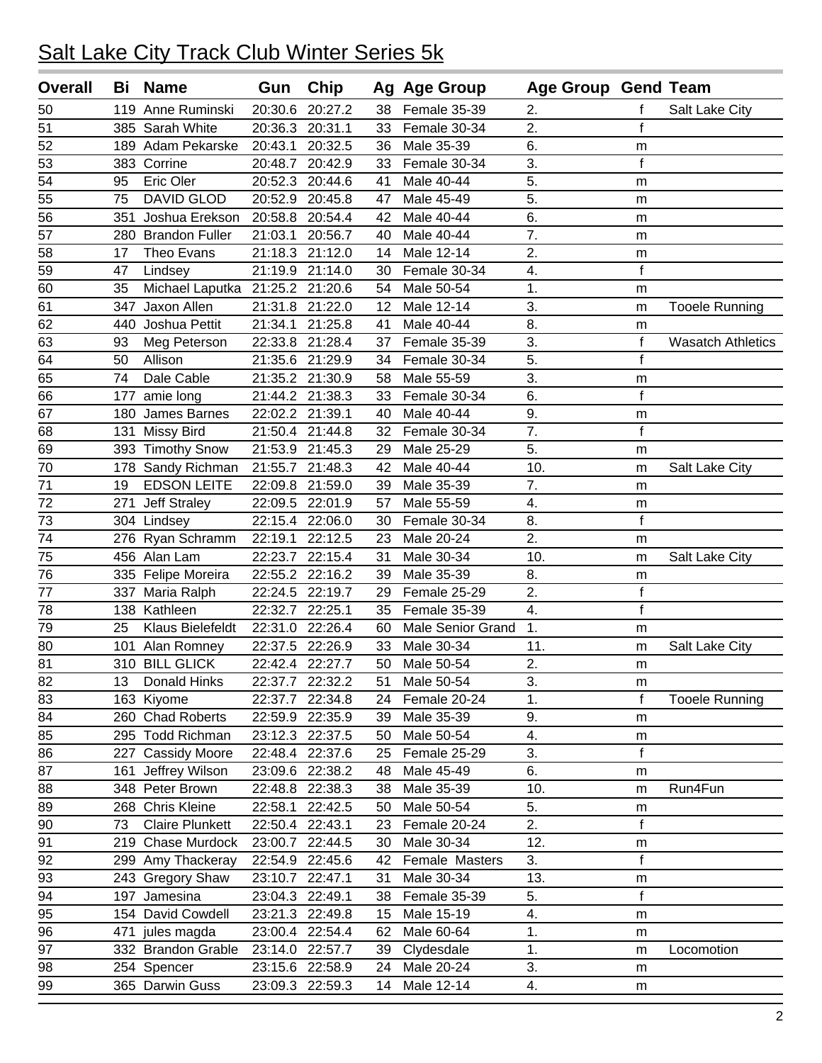# Salt Lake City Track Club Winter Series 5k

| Overall | Bi | Name | Gun | Chip | Ag | Age Group | Age Group | Gend | Team |
|---|---|---|---|---|---|---|---|---|---|
| 50 | 119 | Anne Ruminski | 20:30.6 | 20:27.2 | 38 | Female 35-39 | 2. | f | Salt Lake City |
| 51 | 385 | Sarah White | 20:36.3 | 20:31.1 | 33 | Female 30-34 | 2. | f | |
| 52 | 189 | Adam Pekarske | 20:43.1 | 20:32.5 | 36 | Male 35-39 | 6. | m | |
| 53 | 383 | Corrine | 20:48.7 | 20:42.9 | 33 | Female 30-34 | 3. | f | |
| 54 | 95 | Eric Oler | 20:52.3 | 20:44.6 | 41 | Male 40-44 | 5. | m | |
| 55 | 75 | DAVID GLOD | 20:52.9 | 20:45.8 | 47 | Male 45-49 | 5. | m | |
| 56 | 351 | Joshua Erekson | 20:58.8 | 20:54.4 | 42 | Male 40-44 | 6. | m | |
| 57 | 280 | Brandon Fuller | 21:03.1 | 20:56.7 | 40 | Male 40-44 | 7. | m | |
| 58 | 17 | Theo Evans | 21:18.3 | 21:12.0 | 14 | Male 12-14 | 2. | m | |
| 59 | 47 | Lindsey | 21:19.9 | 21:14.0 | 30 | Female 30-34 | 4. | f | |
| 60 | 35 | Michael Laputka | 21:25.2 | 21:20.6 | 54 | Male 50-54 | 1. | m | |
| 61 | 347 | Jaxon Allen | 21:31.8 | 21:22.0 | 12 | Male 12-14 | 3. | m | Tooele Running |
| 62 | 440 | Joshua Pettit | 21:34.1 | 21:25.8 | 41 | Male 40-44 | 8. | m | |
| 63 | 93 | Meg Peterson | 22:33.8 | 21:28.4 | 37 | Female 35-39 | 3. | f | Wasatch Athletics |
| 64 | 50 | Allison | 21:35.6 | 21:29.9 | 34 | Female 30-34 | 5. | f | |
| 65 | 74 | Dale Cable | 21:35.2 | 21:30.9 | 58 | Male 55-59 | 3. | m | |
| 66 | 177 | amie long | 21:44.2 | 21:38.3 | 33 | Female 30-34 | 6. | f | |
| 67 | 180 | James Barnes | 22:02.2 | 21:39.1 | 40 | Male 40-44 | 9. | m | |
| 68 | 131 | Missy Bird | 21:50.4 | 21:44.8 | 32 | Female 30-34 | 7. | f | |
| 69 | 393 | Timothy Snow | 21:53.9 | 21:45.3 | 29 | Male 25-29 | 5. | m | |
| 70 | 178 | Sandy Richman | 21:55.7 | 21:48.3 | 42 | Male 40-44 | 10. | m | Salt Lake City |
| 71 | 19 | EDSON LEITE | 22:09.8 | 21:59.0 | 39 | Male 35-39 | 7. | m | |
| 72 | 271 | Jeff Straley | 22:09.5 | 22:01.9 | 57 | Male 55-59 | 4. | m | |
| 73 | 304 | Lindsey | 22:15.4 | 22:06.0 | 30 | Female 30-34 | 8. | f | |
| 74 | 276 | Ryan Schramm | 22:19.1 | 22:12.5 | 23 | Male 20-24 | 2. | m | |
| 75 | 456 | Alan Lam | 22:23.7 | 22:15.4 | 31 | Male 30-34 | 10. | m | Salt Lake City |
| 76 | 335 | Felipe Moreira | 22:55.2 | 22:16.2 | 39 | Male 35-39 | 8. | m | |
| 77 | 337 | Maria Ralph | 22:24.5 | 22:19.7 | 29 | Female 25-29 | 2. | f | |
| 78 | 138 | Kathleen | 22:32.7 | 22:25.1 | 35 | Female 35-39 | 4. | f | |
| 79 | 25 | Klaus Bielefeldt | 22:31.0 | 22:26.4 | 60 | Male Senior Grand | 1. | m | |
| 80 | 101 | Alan Romney | 22:37.5 | 22:26.9 | 33 | Male 30-34 | 11. | m | Salt Lake City |
| 81 | 310 | BILL GLICK | 22:42.4 | 22:27.7 | 50 | Male 50-54 | 2. | m | |
| 82 | 13 | Donald Hinks | 22:37.7 | 22:32.2 | 51 | Male 50-54 | 3. | m | |
| 83 | 163 | Kiyome | 22:37.7 | 22:34.8 | 24 | Female 20-24 | 1. | f | Tooele Running |
| 84 | 260 | Chad Roberts | 22:59.9 | 22:35.9 | 39 | Male 35-39 | 9. | m | |
| 85 | 295 | Todd Richman | 23:12.3 | 22:37.5 | 50 | Male 50-54 | 4. | m | |
| 86 | 227 | Cassidy Moore | 22:48.4 | 22:37.6 | 25 | Female 25-29 | 3. | f | |
| 87 | 161 | Jeffrey Wilson | 23:09.6 | 22:38.2 | 48 | Male 45-49 | 6. | m | |
| 88 | 348 | Peter Brown | 22:48.8 | 22:38.3 | 38 | Male 35-39 | 10. | m | Run4Fun |
| 89 | 268 | Chris Kleine | 22:58.1 | 22:42.5 | 50 | Male 50-54 | 5. | m | |
| 90 | 73 | Claire Plunkett | 22:50.4 | 22:43.1 | 23 | Female 20-24 | 2. | f | |
| 91 | 219 | Chase Murdock | 23:00.7 | 22:44.5 | 30 | Male 30-34 | 12. | m | |
| 92 | 299 | Amy Thackeray | 22:54.9 | 22:45.6 | 42 | Female Masters | 3. | f | |
| 93 | 243 | Gregory Shaw | 23:10.7 | 22:47.1 | 31 | Male 30-34 | 13. | m | |
| 94 | 197 | Jamesina | 23:04.3 | 22:49.1 | 38 | Female 35-39 | 5. | f | |
| 95 | 154 | David Cowdell | 23:21.3 | 22:49.8 | 15 | Male 15-19 | 4. | m | |
| 96 | 471 | jules magda | 23:00.4 | 22:54.4 | 62 | Male 60-64 | 1. | m | |
| 97 | 332 | Brandon Grable | 23:14.0 | 22:57.7 | 39 | Clydesdale | 1. | m | Locomotion |
| 98 | 254 | Spencer | 23:15.6 | 22:58.9 | 24 | Male 20-24 | 3. | m | |
| 99 | 365 | Darwin Guss | 23:09.3 | 22:59.3 | 14 | Male 12-14 | 4. | m | |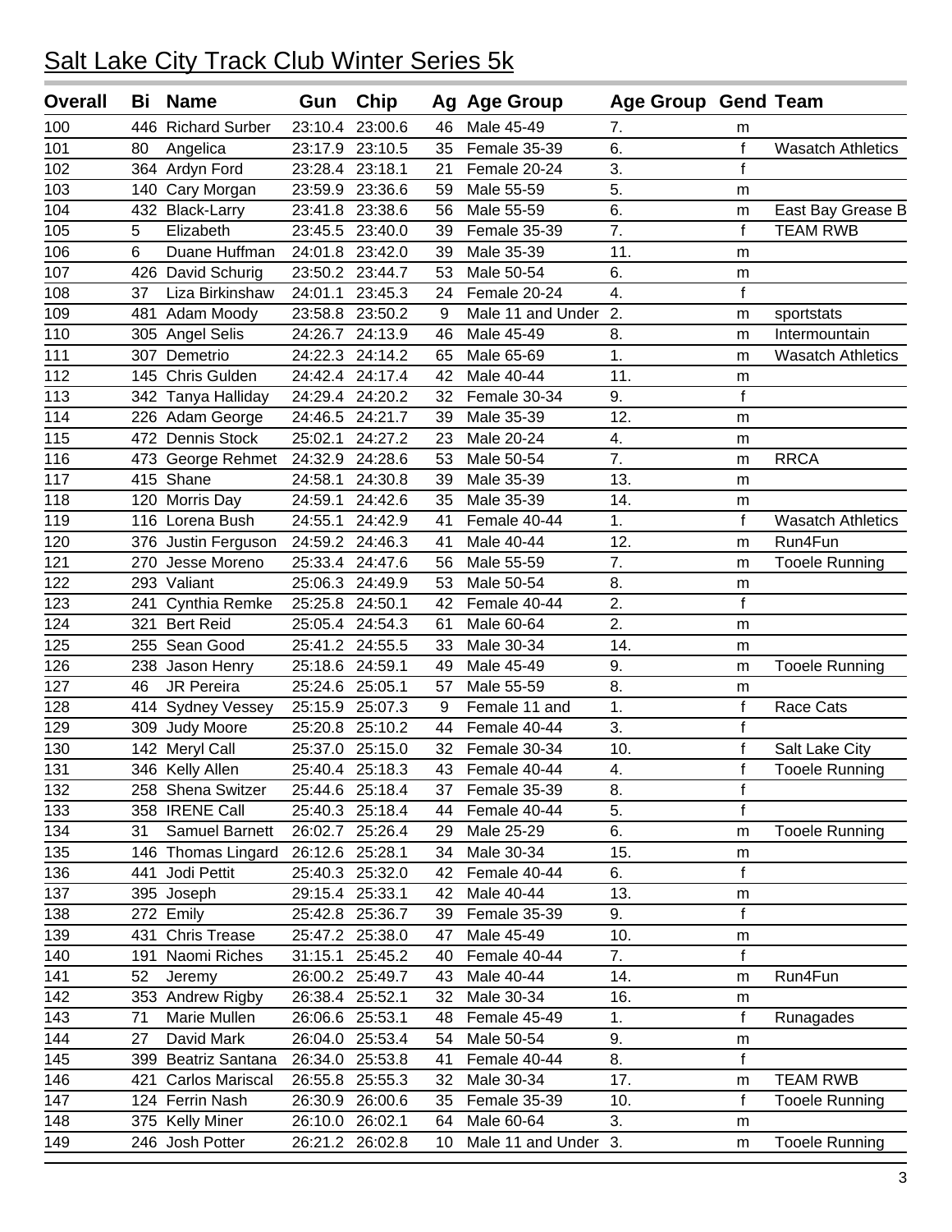# Salt Lake City Track Club Winter Series 5k

| Overall | Bi | Name | Gun | Chip | Ag | Age Group | Age Group | Gend | Team |
|---|---|---|---|---|---|---|---|---|---|
| 100 | 446 | Richard Surber | 23:10.4 | 23:00.6 | 46 | Male 45-49 | 7. | m | |
| 101 | 80 | Angelica | 23:17.9 | 23:10.5 | 35 | Female 35-39 | 6. | f | Wasatch Athletics |
| 102 | 364 | Ardyn Ford | 23:28.4 | 23:18.1 | 21 | Female 20-24 | 3. | f | |
| 103 | 140 | Cary Morgan | 23:59.9 | 23:36.6 | 59 | Male 55-59 | 5. | m | |
| 104 | 432 | Black-Larry | 23:41.8 | 23:38.6 | 56 | Male 55-59 | 6. | m | East Bay Grease B |
| 105 | 5 | Elizabeth | 23:45.5 | 23:40.0 | 39 | Female 35-39 | 7. | f | TEAM RWB |
| 106 | 6 | Duane Huffman | 24:01.8 | 23:42.0 | 39 | Male 35-39 | 11. | m | |
| 107 | 426 | David Schurig | 23:50.2 | 23:44.7 | 53 | Male 50-54 | 6. | m | |
| 108 | 37 | Liza Birkinshaw | 24:01.1 | 23:45.3 | 24 | Female 20-24 | 4. | f | |
| 109 | 481 | Adam Moody | 23:58.8 | 23:50.2 | 9 | Male 11 and Under | 2. | m | sportstats |
| 110 | 305 | Angel Selis | 24:26.7 | 24:13.9 | 46 | Male 45-49 | 8. | m | Intermountain |
| 111 | 307 | Demetrio | 24:22.3 | 24:14.2 | 65 | Male 65-69 | 1. | m | Wasatch Athletics |
| 112 | 145 | Chris Gulden | 24:42.4 | 24:17.4 | 42 | Male 40-44 | 11. | m | |
| 113 | 342 | Tanya Halliday | 24:29.4 | 24:20.2 | 32 | Female 30-34 | 9. | f | |
| 114 | 226 | Adam George | 24:46.5 | 24:21.7 | 39 | Male 35-39 | 12. | m | |
| 115 | 472 | Dennis Stock | 25:02.1 | 24:27.2 | 23 | Male 20-24 | 4. | m | |
| 116 | 473 | George Rehmet | 24:32.9 | 24:28.6 | 53 | Male 50-54 | 7. | m | RRCA |
| 117 | 415 | Shane | 24:58.1 | 24:30.8 | 39 | Male 35-39 | 13. | m | |
| 118 | 120 | Morris Day | 24:59.1 | 24:42.6 | 35 | Male 35-39 | 14. | m | |
| 119 | 116 | Lorena Bush | 24:55.1 | 24:42.9 | 41 | Female 40-44 | 1. | f | Wasatch Athletics |
| 120 | 376 | Justin Ferguson | 24:59.2 | 24:46.3 | 41 | Male 40-44 | 12. | m | Run4Fun |
| 121 | 270 | Jesse Moreno | 25:33.4 | 24:47.6 | 56 | Male 55-59 | 7. | m | Tooele Running |
| 122 | 293 | Valiant | 25:06.3 | 24:49.9 | 53 | Male 50-54 | 8. | m | |
| 123 | 241 | Cynthia Remke | 25:25.8 | 24:50.1 | 42 | Female 40-44 | 2. | f | |
| 124 | 321 | Bert Reid | 25:05.4 | 24:54.3 | 61 | Male 60-64 | 2. | m | |
| 125 | 255 | Sean Good | 25:41.2 | 24:55.5 | 33 | Male 30-34 | 14. | m | |
| 126 | 238 | Jason Henry | 25:18.6 | 24:59.1 | 49 | Male 45-49 | 9. | m | Tooele Running |
| 127 | 46 | JR Pereira | 25:24.6 | 25:05.1 | 57 | Male 55-59 | 8. | m | |
| 128 | 414 | Sydney Vessey | 25:15.9 | 25:07.3 | 9 | Female 11 and | 1. | f | Race Cats |
| 129 | 309 | Judy Moore | 25:20.8 | 25:10.2 | 44 | Female 40-44 | 3. | f | |
| 130 | 142 | Meryl Call | 25:37.0 | 25:15.0 | 32 | Female 30-34 | 10. | f | Salt Lake City |
| 131 | 346 | Kelly Allen | 25:40.4 | 25:18.3 | 43 | Female 40-44 | 4. | f | Tooele Running |
| 132 | 258 | Shena Switzer | 25:44.6 | 25:18.4 | 37 | Female 35-39 | 8. | f | |
| 133 | 358 | IRENE Call | 25:40.3 | 25:18.4 | 44 | Female 40-44 | 5. | f | |
| 134 | 31 | Samuel Barnett | 26:02.7 | 25:26.4 | 29 | Male 25-29 | 6. | m | Tooele Running |
| 135 | 146 | Thomas Lingard | 26:12.6 | 25:28.1 | 34 | Male 30-34 | 15. | m | |
| 136 | 441 | Jodi Pettit | 25:40.3 | 25:32.0 | 42 | Female 40-44 | 6. | f | |
| 137 | 395 | Joseph | 29:15.4 | 25:33.1 | 42 | Male 40-44 | 13. | m | |
| 138 | 272 | Emily | 25:42.8 | 25:36.7 | 39 | Female 35-39 | 9. | f | |
| 139 | 431 | Chris Trease | 25:47.2 | 25:38.0 | 47 | Male 45-49 | 10. | m | |
| 140 | 191 | Naomi Riches | 31:15.1 | 25:45.2 | 40 | Female 40-44 | 7. | f | |
| 141 | 52 | Jeremy | 26:00.2 | 25:49.7 | 43 | Male 40-44 | 14. | m | Run4Fun |
| 142 | 353 | Andrew Rigby | 26:38.4 | 25:52.1 | 32 | Male 30-34 | 16. | m | |
| 143 | 71 | Marie Mullen | 26:06.6 | 25:53.1 | 48 | Female 45-49 | 1. | f | Runagades |
| 144 | 27 | David Mark | 26:04.0 | 25:53.4 | 54 | Male 50-54 | 9. | m | |
| 145 | 399 | Beatriz Santana | 26:34.0 | 25:53.8 | 41 | Female 40-44 | 8. | f | |
| 146 | 421 | Carlos Mariscal | 26:55.8 | 25:55.3 | 32 | Male 30-34 | 17. | m | TEAM RWB |
| 147 | 124 | Ferrin Nash | 26:30.9 | 26:00.6 | 35 | Female 35-39 | 10. | f | Tooele Running |
| 148 | 375 | Kelly Miner | 26:10.0 | 26:02.1 | 64 | Male 60-64 | 3. | m | |
| 149 | 246 | Josh Potter | 26:21.2 | 26:02.8 | 10 | Male 11 and Under | 3. | m | Tooele Running |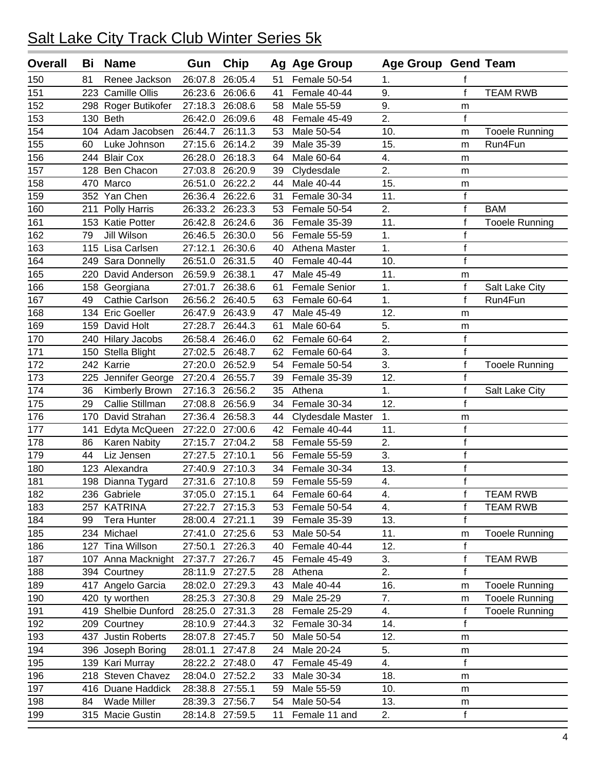# Salt Lake City Track Club Winter Series 5k

| Overall | Bi | Name | Gun | Chip | Ag | Age Group | Age Group | Gend | Team |
|---|---|---|---|---|---|---|---|---|---|
| 150 | 81 | Renee Jackson | 26:07.8 | 26:05.4 | 51 | Female 50-54 | 1. | f | |
| 151 | 223 | Camille Ollis | 26:23.6 | 26:06.6 | 41 | Female 40-44 | 9. | f | TEAM RWB |
| 152 | 298 | Roger Butikofer | 27:18.3 | 26:08.6 | 58 | Male 55-59 | 9. | m | |
| 153 | 130 | Beth | 26:42.0 | 26:09.6 | 48 | Female 45-49 | 2. | f | |
| 154 | 104 | Adam Jacobsen | 26:44.7 | 26:11.3 | 53 | Male 50-54 | 10. | m | Tooele Running |
| 155 | 60 | Luke Johnson | 27:15.6 | 26:14.2 | 39 | Male 35-39 | 15. | m | Run4Fun |
| 156 | 244 | Blair Cox | 26:28.0 | 26:18.3 | 64 | Male 60-64 | 4. | m | |
| 157 | 128 | Ben Chacon | 27:03.8 | 26:20.9 | 39 | Clydesdale | 2. | m | |
| 158 | 470 | Marco | 26:51.0 | 26:22.2 | 44 | Male 40-44 | 15. | m | |
| 159 | 352 | Yan Chen | 26:36.4 | 26:22.6 | 31 | Female 30-34 | 11. | f | |
| 160 | 211 | Polly Harris | 26:33.2 | 26:23.3 | 53 | Female 50-54 | 2. | f | BAM |
| 161 | 153 | Katie Potter | 26:42.8 | 26:24.6 | 36 | Female 35-39 | 11. | f | Tooele Running |
| 162 | 79 | Jill Wilson | 26:46.5 | 26:30.0 | 56 | Female 55-59 | 1. | f | |
| 163 | 115 | Lisa Carlsen | 27:12.1 | 26:30.6 | 40 | Athena Master | 1. | f | |
| 164 | 249 | Sara Donnelly | 26:51.0 | 26:31.5 | 40 | Female 40-44 | 10. | f | |
| 165 | 220 | David Anderson | 26:59.9 | 26:38.1 | 47 | Male 45-49 | 11. | m | |
| 166 | 158 | Georgiana | 27:01.7 | 26:38.6 | 61 | Female Senior | 1. | f | Salt Lake City |
| 167 | 49 | Cathie Carlson | 26:56.2 | 26:40.5 | 63 | Female 60-64 | 1. | f | Run4Fun |
| 168 | 134 | Eric Goeller | 26:47.9 | 26:43.9 | 47 | Male 45-49 | 12. | m | |
| 169 | 159 | David Holt | 27:28.7 | 26:44.3 | 61 | Male 60-64 | 5. | m | |
| 170 | 240 | Hilary Jacobs | 26:58.4 | 26:46.0 | 62 | Female 60-64 | 2. | f | |
| 171 | 150 | Stella Blight | 27:02.5 | 26:48.7 | 62 | Female 60-64 | 3. | f | |
| 172 | 242 | Karrie | 27:20.0 | 26:52.9 | 54 | Female 50-54 | 3. | f | Tooele Running |
| 173 | 225 | Jennifer George | 27:20.4 | 26:55.7 | 39 | Female 35-39 | 12. | f | |
| 174 | 36 | Kimberly Brown | 27:16.3 | 26:56.2 | 35 | Athena | 1. | f | Salt Lake City |
| 175 | 29 | Callie Stillman | 27:08.8 | 26:56.9 | 34 | Female 30-34 | 12. | f | |
| 176 | 170 | David Strahan | 27:36.4 | 26:58.3 | 44 | Clydesdale Master | 1. | m | |
| 177 | 141 | Edyta McQueen | 27:22.0 | 27:00.6 | 42 | Female 40-44 | 11. | f | |
| 178 | 86 | Karen Nabity | 27:15.7 | 27:04.2 | 58 | Female 55-59 | 2. | f | |
| 179 | 44 | Liz Jensen | 27:27.5 | 27:10.1 | 56 | Female 55-59 | 3. | f | |
| 180 | 123 | Alexandra | 27:40.9 | 27:10.3 | 34 | Female 30-34 | 13. | f | |
| 181 | 198 | Dianna Tygard | 27:31.6 | 27:10.8 | 59 | Female 55-59 | 4. | f | |
| 182 | 236 | Gabriele | 37:05.0 | 27:15.1 | 64 | Female 60-64 | 4. | f | TEAM RWB |
| 183 | 257 | KATRINA | 27:22.7 | 27:15.3 | 53 | Female 50-54 | 4. | f | TEAM RWB |
| 184 | 99 | Tera Hunter | 28:00.4 | 27:21.1 | 39 | Female 35-39 | 13. | f | |
| 185 | 234 | Michael | 27:41.0 | 27:25.6 | 53 | Male 50-54 | 11. | m | Tooele Running |
| 186 | 127 | Tina Willson | 27:50.1 | 27:26.3 | 40 | Female 40-44 | 12. | f | |
| 187 | 107 | Anna Macknight | 27:37.7 | 27:26.7 | 45 | Female 45-49 | 3. | f | TEAM RWB |
| 188 | 394 | Courtney | 28:11.9 | 27:27.5 | 28 | Athena | 2. | f | |
| 189 | 417 | Angelo Garcia | 28:02.0 | 27:29.3 | 43 | Male 40-44 | 16. | m | Tooele Running |
| 190 | 420 | ty worthen | 28:25.3 | 27:30.8 | 29 | Male 25-29 | 7. | m | Tooele Running |
| 191 | 419 | Shelbie Dunford | 28:25.0 | 27:31.3 | 28 | Female 25-29 | 4. | f | Tooele Running |
| 192 | 209 | Courtney | 28:10.9 | 27:44.3 | 32 | Female 30-34 | 14. | f | |
| 193 | 437 | Justin Roberts | 28:07.8 | 27:45.7 | 50 | Male 50-54 | 12. | m | |
| 194 | 396 | Joseph Boring | 28:01.1 | 27:47.8 | 24 | Male 20-24 | 5. | m | |
| 195 | 139 | Kari Murray | 28:22.2 | 27:48.0 | 47 | Female 45-49 | 4. | f | |
| 196 | 218 | Steven Chavez | 28:04.0 | 27:52.2 | 33 | Male 30-34 | 18. | m | |
| 197 | 416 | Duane Haddick | 28:38.8 | 27:55.1 | 59 | Male 55-59 | 10. | m | |
| 198 | 84 | Wade Miller | 28:39.3 | 27:56.7 | 54 | Male 50-54 | 13. | m | |
| 199 | 315 | Macie Gustin | 28:14.8 | 27:59.5 | 11 | Female 11 and | 2. | f | |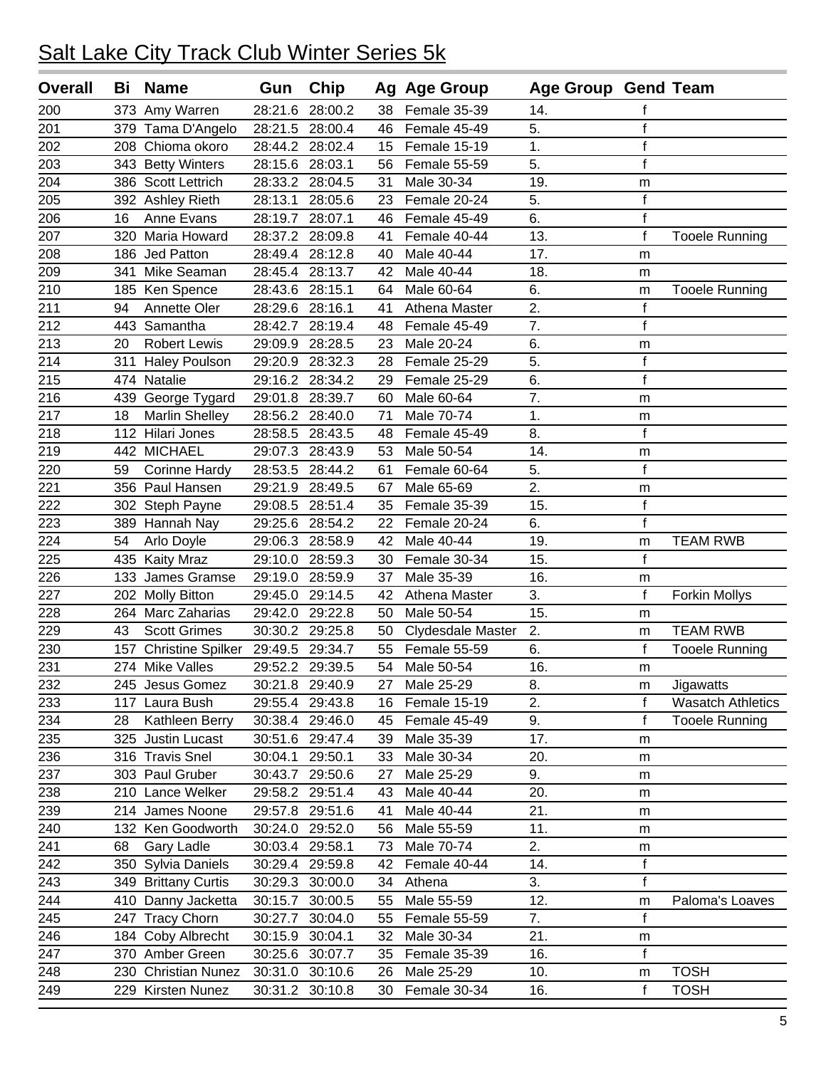# Salt Lake City Track Club Winter Series 5k

| Overall | Bi | Name | Gun | Chip | Ag | Age Group | Age Group | Gend | Team |
|---|---|---|---|---|---|---|---|---|---|
| 200 | 373 | Amy Warren | 28:21.6 | 28:00.2 | 38 | Female 35-39 | 14. | f | |
| 201 | 379 | Tama D'Angelo | 28:21.5 | 28:00.4 | 46 | Female 45-49 | 5. | f | |
| 202 | 208 | Chioma okoro | 28:44.2 | 28:02.4 | 15 | Female 15-19 | 1. | f | |
| 203 | 343 | Betty Winters | 28:15.6 | 28:03.1 | 56 | Female 55-59 | 5. | f | |
| 204 | 386 | Scott Lettrich | 28:33.2 | 28:04.5 | 31 | Male 30-34 | 19. | m | |
| 205 | 392 | Ashley Rieth | 28:13.1 | 28:05.6 | 23 | Female 20-24 | 5. | f | |
| 206 | 16 | Anne Evans | 28:19.7 | 28:07.1 | 46 | Female 45-49 | 6. | f | |
| 207 | 320 | Maria Howard | 28:37.2 | 28:09.8 | 41 | Female 40-44 | 13. | f | Tooele Running |
| 208 | 186 | Jed Patton | 28:49.4 | 28:12.8 | 40 | Male 40-44 | 17. | m | |
| 209 | 341 | Mike Seaman | 28:45.4 | 28:13.7 | 42 | Male 40-44 | 18. | m | |
| 210 | 185 | Ken Spence | 28:43.6 | 28:15.1 | 64 | Male 60-64 | 6. | m | Tooele Running |
| 211 | 94 | Annette Oler | 28:29.6 | 28:16.1 | 41 | Athena Master | 2. | f | |
| 212 | 443 | Samantha | 28:42.7 | 28:19.4 | 48 | Female 45-49 | 7. | f | |
| 213 | 20 | Robert Lewis | 29:09.9 | 28:28.5 | 23 | Male 20-24 | 6. | m | |
| 214 | 311 | Haley Poulson | 29:20.9 | 28:32.3 | 28 | Female 25-29 | 5. | f | |
| 215 | 474 | Natalie | 29:16.2 | 28:34.2 | 29 | Female 25-29 | 6. | f | |
| 216 | 439 | George Tygard | 29:01.8 | 28:39.7 | 60 | Male 60-64 | 7. | m | |
| 217 | 18 | Marlin Shelley | 28:56.2 | 28:40.0 | 71 | Male 70-74 | 1. | m | |
| 218 | 112 | Hilari Jones | 28:58.5 | 28:43.5 | 48 | Female 45-49 | 8. | f | |
| 219 | 442 | MICHAEL | 29:07.3 | 28:43.9 | 53 | Male 50-54 | 14. | m | |
| 220 | 59 | Corinne Hardy | 28:53.5 | 28:44.2 | 61 | Female 60-64 | 5. | f | |
| 221 | 356 | Paul Hansen | 29:21.9 | 28:49.5 | 67 | Male 65-69 | 2. | m | |
| 222 | 302 | Steph Payne | 29:08.5 | 28:51.4 | 35 | Female 35-39 | 15. | f | |
| 223 | 389 | Hannah Nay | 29:25.6 | 28:54.2 | 22 | Female 20-24 | 6. | f | |
| 224 | 54 | Arlo Doyle | 29:06.3 | 28:58.9 | 42 | Male 40-44 | 19. | m | TEAM RWB |
| 225 | 435 | Kaity Mraz | 29:10.0 | 28:59.3 | 30 | Female 30-34 | 15. | f | |
| 226 | 133 | James Gramse | 29:19.0 | 28:59.9 | 37 | Male 35-39 | 16. | m | |
| 227 | 202 | Molly Bitton | 29:45.0 | 29:14.5 | 42 | Athena Master | 3. | f | Forkin Mollys |
| 228 | 264 | Marc Zaharias | 29:42.0 | 29:22.8 | 50 | Male 50-54 | 15. | m | |
| 229 | 43 | Scott Grimes | 30:30.2 | 29:25.8 | 50 | Clydesdale Master | 2. | m | TEAM RWB |
| 230 | 157 | Christine Spilker | 29:49.5 | 29:34.7 | 55 | Female 55-59 | 6. | f | Tooele Running |
| 231 | 274 | Mike Valles | 29:52.2 | 29:39.5 | 54 | Male 50-54 | 16. | m | |
| 232 | 245 | Jesus Gomez | 30:21.8 | 29:40.9 | 27 | Male 25-29 | 8. | m | Jigawatts |
| 233 | 117 | Laura Bush | 29:55.4 | 29:43.8 | 16 | Female 15-19 | 2. | f | Wasatch Athletics |
| 234 | 28 | Kathleen Berry | 30:38.4 | 29:46.0 | 45 | Female 45-49 | 9. | f | Tooele Running |
| 235 | 325 | Justin Lucast | 30:51.6 | 29:47.4 | 39 | Male 35-39 | 17. | m | |
| 236 | 316 | Travis Snel | 30:04.1 | 29:50.1 | 33 | Male 30-34 | 20. | m | |
| 237 | 303 | Paul Gruber | 30:43.7 | 29:50.6 | 27 | Male 25-29 | 9. | m | |
| 238 | 210 | Lance Welker | 29:58.2 | 29:51.4 | 43 | Male 40-44 | 20. | m | |
| 239 | 214 | James Noone | 29:57.8 | 29:51.6 | 41 | Male 40-44 | 21. | m | |
| 240 | 132 | Ken Goodworth | 30:24.0 | 29:52.0 | 56 | Male 55-59 | 11. | m | |
| 241 | 68 | Gary Ladle | 30:03.4 | 29:58.1 | 73 | Male 70-74 | 2. | m | |
| 242 | 350 | Sylvia Daniels | 30:29.4 | 29:59.8 | 42 | Female 40-44 | 14. | f | |
| 243 | 349 | Brittany Curtis | 30:29.3 | 30:00.0 | 34 | Athena | 3. | f | |
| 244 | 410 | Danny Jacketta | 30:15.7 | 30:00.5 | 55 | Male 55-59 | 12. | m | Paloma's Loaves |
| 245 | 247 | Tracy Chorn | 30:27.7 | 30:04.0 | 55 | Female 55-59 | 7. | f | |
| 246 | 184 | Coby Albrecht | 30:15.9 | 30:04.1 | 32 | Male 30-34 | 21. | m | |
| 247 | 370 | Amber Green | 30:25.6 | 30:07.7 | 35 | Female 35-39 | 16. | f | |
| 248 | 230 | Christian Nunez | 30:31.0 | 30:10.6 | 26 | Male 25-29 | 10. | m | TOSH |
| 249 | 229 | Kirsten Nunez | 30:31.2 | 30:10.8 | 30 | Female 30-34 | 16. | f | TOSH |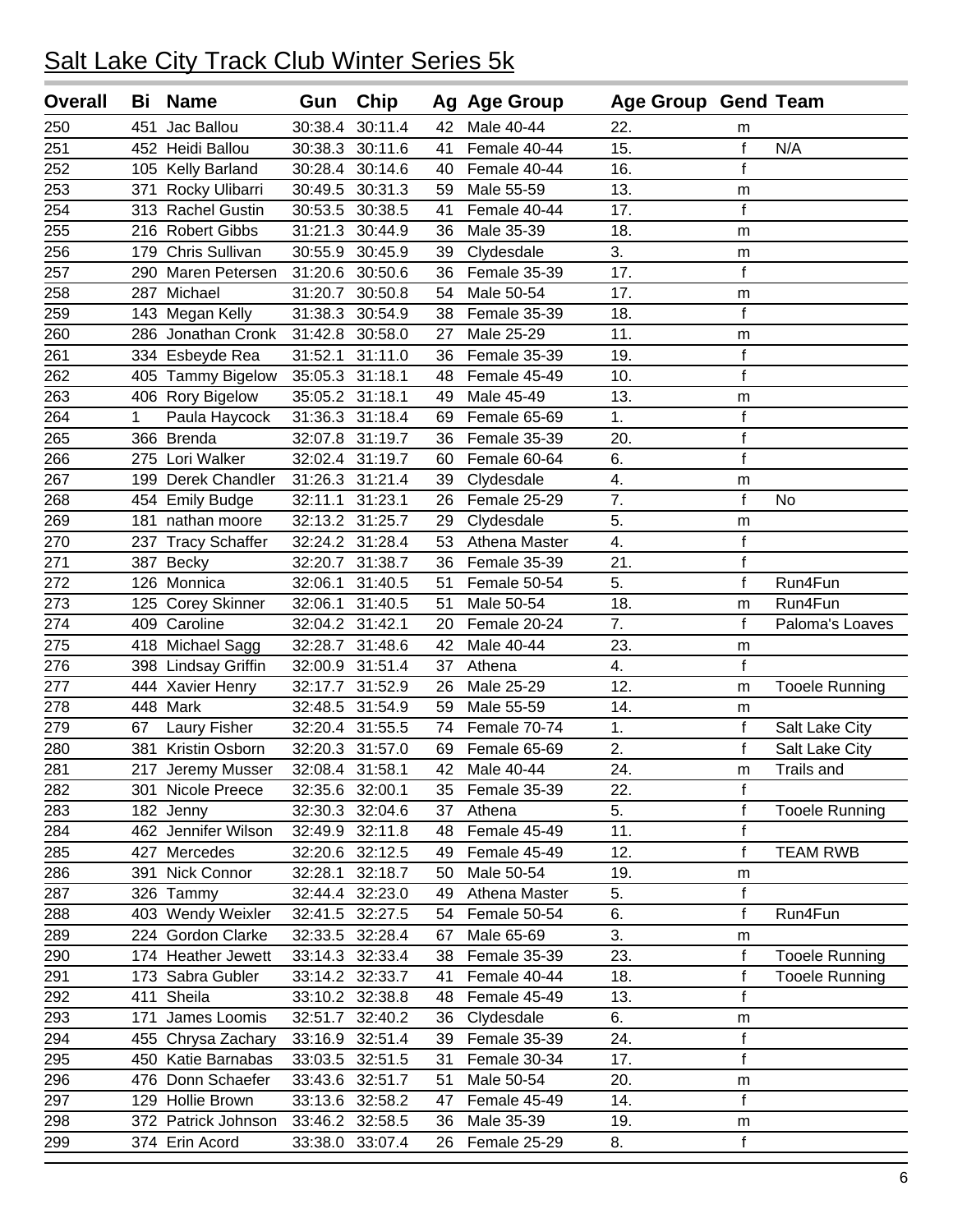# Salt Lake City Track Club Winter Series 5k

| Overall | Bi | Name | Gun | Chip | Ag | Age Group | Age Group | Gend | Team |
|---|---|---|---|---|---|---|---|---|---|
| 250 | 451 | Jac Ballou | 30:38.4 | 30:11.4 | 42 | Male 40-44 | 22. | m | |
| 251 | 452 | Heidi Ballou | 30:38.3 | 30:11.6 | 41 | Female 40-44 | 15. | f | N/A |
| 252 | 105 | Kelly Barland | 30:28.4 | 30:14.6 | 40 | Female 40-44 | 16. | f | |
| 253 | 371 | Rocky Ulibarri | 30:49.5 | 30:31.3 | 59 | Male 55-59 | 13. | m | |
| 254 | 313 | Rachel Gustin | 30:53.5 | 30:38.5 | 41 | Female 40-44 | 17. | f | |
| 255 | 216 | Robert Gibbs | 31:21.3 | 30:44.9 | 36 | Male 35-39 | 18. | m | |
| 256 | 179 | Chris Sullivan | 30:55.9 | 30:45.9 | 39 | Clydesdale | 3. | m | |
| 257 | 290 | Maren Petersen | 31:20.6 | 30:50.6 | 36 | Female 35-39 | 17. | f | |
| 258 | 287 | Michael | 31:20.7 | 30:50.8 | 54 | Male 50-54 | 17. | m | |
| 259 | 143 | Megan Kelly | 31:38.3 | 30:54.9 | 38 | Female 35-39 | 18. | f | |
| 260 | 286 | Jonathan Cronk | 31:42.8 | 30:58.0 | 27 | Male 25-29 | 11. | m | |
| 261 | 334 | Esbeyde Rea | 31:52.1 | 31:11.0 | 36 | Female 35-39 | 19. | f | |
| 262 | 405 | Tammy Bigelow | 35:05.3 | 31:18.1 | 48 | Female 45-49 | 10. | f | |
| 263 | 406 | Rory Bigelow | 35:05.2 | 31:18.1 | 49 | Male 45-49 | 13. | m | |
| 264 | 1 | Paula Haycock | 31:36.3 | 31:18.4 | 69 | Female 65-69 | 1. | f | |
| 265 | 366 | Brenda | 32:07.8 | 31:19.7 | 36 | Female 35-39 | 20. | f | |
| 266 | 275 | Lori Walker | 32:02.4 | 31:19.7 | 60 | Female 60-64 | 6. | f | |
| 267 | 199 | Derek Chandler | 31:26.3 | 31:21.4 | 39 | Clydesdale | 4. | m | |
| 268 | 454 | Emily Budge | 32:11.1 | 31:23.1 | 26 | Female 25-29 | 7. | f | No |
| 269 | 181 | nathan moore | 32:13.2 | 31:25.7 | 29 | Clydesdale | 5. | m | |
| 270 | 237 | Tracy Schaffer | 32:24.2 | 31:28.4 | 53 | Athena Master | 4. | f | |
| 271 | 387 | Becky | 32:20.7 | 31:38.7 | 36 | Female 35-39 | 21. | f | |
| 272 | 126 | Monnica | 32:06.1 | 31:40.5 | 51 | Female 50-54 | 5. | f | Run4Fun |
| 273 | 125 | Corey Skinner | 32:06.1 | 31:40.5 | 51 | Male 50-54 | 18. | m | Run4Fun |
| 274 | 409 | Caroline | 32:04.2 | 31:42.1 | 20 | Female 20-24 | 7. | f | Paloma's Loaves |
| 275 | 418 | Michael Sagg | 32:28.7 | 31:48.6 | 42 | Male 40-44 | 23. | m | |
| 276 | 398 | Lindsay Griffin | 32:00.9 | 31:51.4 | 37 | Athena | 4. | f | |
| 277 | 444 | Xavier Henry | 32:17.7 | 31:52.9 | 26 | Male 25-29 | 12. | m | Tooele Running |
| 278 | 448 | Mark | 32:48.5 | 31:54.9 | 59 | Male 55-59 | 14. | m | |
| 279 | 67 | Laury Fisher | 32:20.4 | 31:55.5 | 74 | Female 70-74 | 1. | f | Salt Lake City |
| 280 | 381 | Kristin Osborn | 32:20.3 | 31:57.0 | 69 | Female 65-69 | 2. | f | Salt Lake City |
| 281 | 217 | Jeremy Musser | 32:08.4 | 31:58.1 | 42 | Male 40-44 | 24. | m | Trails and |
| 282 | 301 | Nicole Preece | 32:35.6 | 32:00.1 | 35 | Female 35-39 | 22. | f | |
| 283 | 182 | Jenny | 32:30.3 | 32:04.6 | 37 | Athena | 5. | f | Tooele Running |
| 284 | 462 | Jennifer Wilson | 32:49.9 | 32:11.8 | 48 | Female 45-49 | 11. | f | |
| 285 | 427 | Mercedes | 32:20.6 | 32:12.5 | 49 | Female 45-49 | 12. | f | TEAM RWB |
| 286 | 391 | Nick Connor | 32:28.1 | 32:18.7 | 50 | Male 50-54 | 19. | m | |
| 287 | 326 | Tammy | 32:44.4 | 32:23.0 | 49 | Athena Master | 5. | f | |
| 288 | 403 | Wendy Weixler | 32:41.5 | 32:27.5 | 54 | Female 50-54 | 6. | f | Run4Fun |
| 289 | 224 | Gordon Clarke | 32:33.5 | 32:28.4 | 67 | Male 65-69 | 3. | m | |
| 290 | 174 | Heather Jewett | 33:14.3 | 32:33.4 | 38 | Female 35-39 | 23. | f | Tooele Running |
| 291 | 173 | Sabra Gubler | 33:14.2 | 32:33.7 | 41 | Female 40-44 | 18. | f | Tooele Running |
| 292 | 411 | Sheila | 33:10.2 | 32:38.8 | 48 | Female 45-49 | 13. | f | |
| 293 | 171 | James Loomis | 32:51.7 | 32:40.2 | 36 | Clydesdale | 6. | m | |
| 294 | 455 | Chrysa Zachary | 33:16.9 | 32:51.4 | 39 | Female 35-39 | 24. | f | |
| 295 | 450 | Katie Barnabas | 33:03.5 | 32:51.5 | 31 | Female 30-34 | 17. | f | |
| 296 | 476 | Donn Schaefer | 33:43.6 | 32:51.7 | 51 | Male 50-54 | 20. | m | |
| 297 | 129 | Hollie Brown | 33:13.6 | 32:58.2 | 47 | Female 45-49 | 14. | f | |
| 298 | 372 | Patrick Johnson | 33:46.2 | 32:58.5 | 36 | Male 35-39 | 19. | m | |
| 299 | 374 | Erin Acord | 33:38.0 | 33:07.4 | 26 | Female 25-29 | 8. | f | |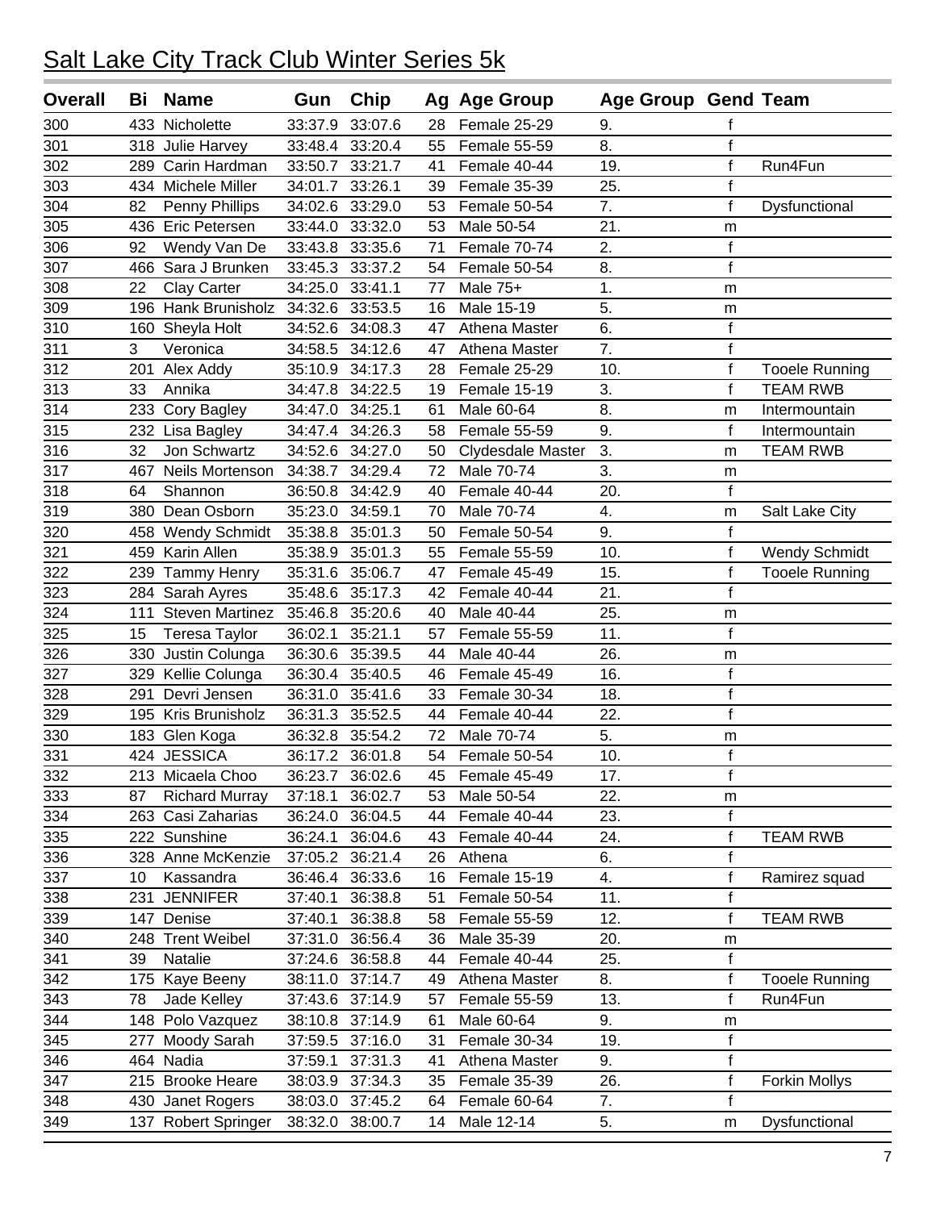# Salt Lake City Track Club Winter Series 5k

| Overall | Bi | Name | Gun | Chip | Ag | Age Group | Age Group | Gend | Team |
|---|---|---|---|---|---|---|---|---|---|
| 300 | 433 | Nicholette | 33:37.9 | 33:07.6 | 28 | Female 25-29 | 9. | f | |
| 301 | 318 | Julie Harvey | 33:48.4 | 33:20.4 | 55 | Female 55-59 | 8. | f | |
| 302 | 289 | Carin Hardman | 33:50.7 | 33:21.7 | 41 | Female 40-44 | 19. | f | Run4Fun |
| 303 | 434 | Michele Miller | 34:01.7 | 33:26.1 | 39 | Female 35-39 | 25. | f | |
| 304 | 82 | Penny Phillips | 34:02.6 | 33:29.0 | 53 | Female 50-54 | 7. | f | Dysfunctional |
| 305 | 436 | Eric Petersen | 33:44.0 | 33:32.0 | 53 | Male 50-54 | 21. | m | |
| 306 | 92 | Wendy Van De | 33:43.8 | 33:35.6 | 71 | Female 70-74 | 2. | f | |
| 307 | 466 | Sara J Brunken | 33:45.3 | 33:37.2 | 54 | Female 50-54 | 8. | f | |
| 308 | 22 | Clay Carter | 34:25.0 | 33:41.1 | 77 | Male 75+ | 1. | m | |
| 309 | 196 | Hank Brunisholz | 34:32.6 | 33:53.5 | 16 | Male 15-19 | 5. | m | |
| 310 | 160 | Sheyla Holt | 34:52.6 | 34:08.3 | 47 | Athena Master | 6. | f | |
| 311 | 3 | Veronica | 34:58.5 | 34:12.6 | 47 | Athena Master | 7. | f | |
| 312 | 201 | Alex Addy | 35:10.9 | 34:17.3 | 28 | Female 25-29 | 10. | f | Tooele Running |
| 313 | 33 | Annika | 34:47.8 | 34:22.5 | 19 | Female 15-19 | 3. | f | TEAM RWB |
| 314 | 233 | Cory Bagley | 34:47.0 | 34:25.1 | 61 | Male 60-64 | 8. | m | Intermountain |
| 315 | 232 | Lisa Bagley | 34:47.4 | 34:26.3 | 58 | Female 55-59 | 9. | f | Intermountain |
| 316 | 32 | Jon Schwartz | 34:52.6 | 34:27.0 | 50 | Clydesdale Master | 3. | m | TEAM RWB |
| 317 | 467 | Neils Mortenson | 34:38.7 | 34:29.4 | 72 | Male 70-74 | 3. | m | |
| 318 | 64 | Shannon | 36:50.8 | 34:42.9 | 40 | Female 40-44 | 20. | f | |
| 319 | 380 | Dean Osborn | 35:23.0 | 34:59.1 | 70 | Male 70-74 | 4. | m | Salt Lake City |
| 320 | 458 | Wendy Schmidt | 35:38.8 | 35:01.3 | 50 | Female 50-54 | 9. | f | |
| 321 | 459 | Karin Allen | 35:38.9 | 35:01.3 | 55 | Female 55-59 | 10. | f | Wendy Schmidt |
| 322 | 239 | Tammy Henry | 35:31.6 | 35:06.7 | 47 | Female 45-49 | 15. | f | Tooele Running |
| 323 | 284 | Sarah Ayres | 35:48.6 | 35:17.3 | 42 | Female 40-44 | 21. | f | |
| 324 | 111 | Steven Martinez | 35:46.8 | 35:20.6 | 40 | Male 40-44 | 25. | m | |
| 325 | 15 | Teresa Taylor | 36:02.1 | 35:21.1 | 57 | Female 55-59 | 11. | f | |
| 326 | 330 | Justin Colunga | 36:30.6 | 35:39.5 | 44 | Male 40-44 | 26. | m | |
| 327 | 329 | Kellie Colunga | 36:30.4 | 35:40.5 | 46 | Female 45-49 | 16. | f | |
| 328 | 291 | Devri Jensen | 36:31.0 | 35:41.6 | 33 | Female 30-34 | 18. | f | |
| 329 | 195 | Kris Brunisholz | 36:31.3 | 35:52.5 | 44 | Female 40-44 | 22. | f | |
| 330 | 183 | Glen Koga | 36:32.8 | 35:54.2 | 72 | Male 70-74 | 5. | m | |
| 331 | 424 | JESSICA | 36:17.2 | 36:01.8 | 54 | Female 50-54 | 10. | f | |
| 332 | 213 | Micaela Choo | 36:23.7 | 36:02.6 | 45 | Female 45-49 | 17. | f | |
| 333 | 87 | Richard Murray | 37:18.1 | 36:02.7 | 53 | Male 50-54 | 22. | m | |
| 334 | 263 | Casi Zaharias | 36:24.0 | 36:04.5 | 44 | Female 40-44 | 23. | f | |
| 335 | 222 | Sunshine | 36:24.1 | 36:04.6 | 43 | Female 40-44 | 24. | f | TEAM RWB |
| 336 | 328 | Anne McKenzie | 37:05.2 | 36:21.4 | 26 | Athena | 6. | f | |
| 337 | 10 | Kassandra | 36:46.4 | 36:33.6 | 16 | Female 15-19 | 4. | f | Ramirez squad |
| 338 | 231 | JENNIFER | 37:40.1 | 36:38.8 | 51 | Female 50-54 | 11. | f | |
| 339 | 147 | Denise | 37:40.1 | 36:38.8 | 58 | Female 55-59 | 12. | f | TEAM RWB |
| 340 | 248 | Trent Weibel | 37:31.0 | 36:56.4 | 36 | Male 35-39 | 20. | m | |
| 341 | 39 | Natalie | 37:24.6 | 36:58.8 | 44 | Female 40-44 | 25. | f | |
| 342 | 175 | Kaye Beeny | 38:11.0 | 37:14.7 | 49 | Athena Master | 8. | f | Tooele Running |
| 343 | 78 | Jade Kelley | 37:43.6 | 37:14.9 | 57 | Female 55-59 | 13. | f | Run4Fun |
| 344 | 148 | Polo Vazquez | 38:10.8 | 37:14.9 | 61 | Male 60-64 | 9. | m | |
| 345 | 277 | Moody Sarah | 37:59.5 | 37:16.0 | 31 | Female 30-34 | 19. | f | |
| 346 | 464 | Nadia | 37:59.1 | 37:31.3 | 41 | Athena Master | 9. | f | |
| 347 | 215 | Brooke Heare | 38:03.9 | 37:34.3 | 35 | Female 35-39 | 26. | f | Forkin Mollys |
| 348 | 430 | Janet Rogers | 38:03.0 | 37:45.2 | 64 | Female 60-64 | 7. | f | |
| 349 | 137 | Robert Springer | 38:32.0 | 38:00.7 | 14 | Male 12-14 | 5. | m | Dysfunctional |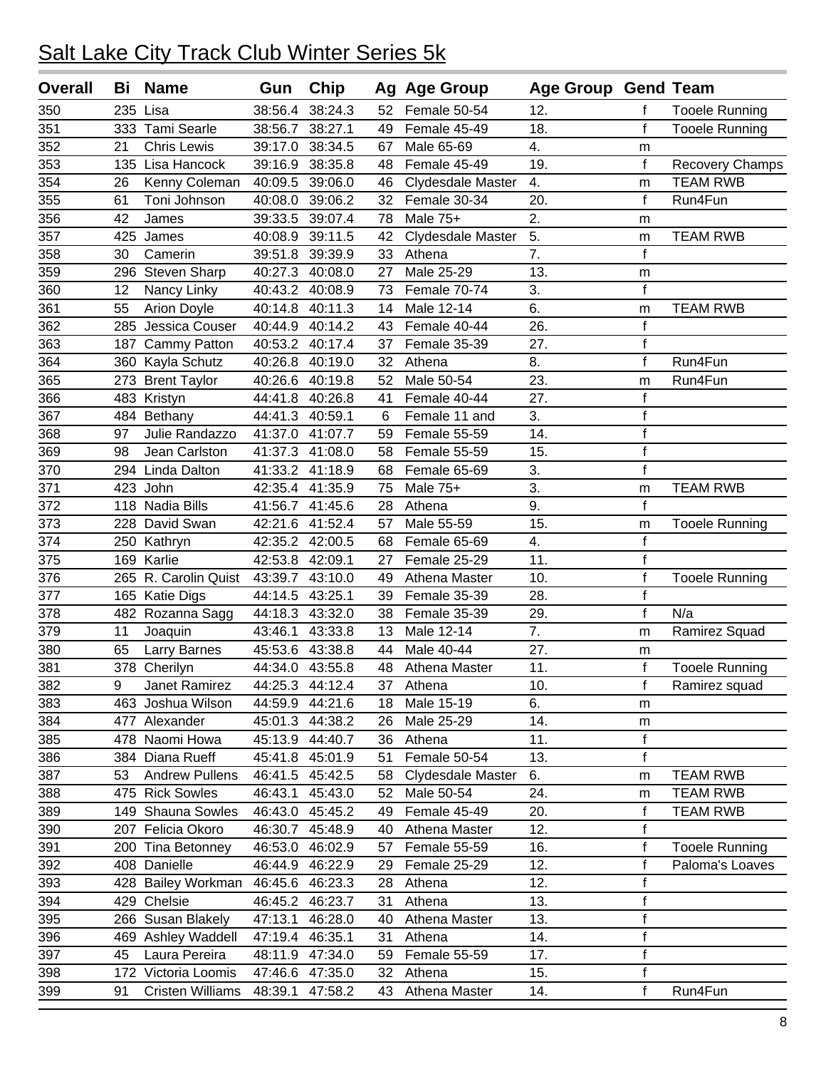# Salt Lake City Track Club Winter Series 5k

| Overall | Bi | Name | Gun | Chip | Ag | Age Group | Age Group | Gend | Team |
|---|---|---|---|---|---|---|---|---|---|
| 350 | 235 | Lisa | 38:56.4 | 38:24.3 | 52 | Female 50-54 | 12. | f | Tooele Running |
| 351 | 333 | Tami Searle | 38:56.7 | 38:27.1 | 49 | Female 45-49 | 18. | f | Tooele Running |
| 352 | 21 | Chris Lewis | 39:17.0 | 38:34.5 | 67 | Male 65-69 | 4. | m | |
| 353 | 135 | Lisa Hancock | 39:16.9 | 38:35.8 | 48 | Female 45-49 | 19. | f | Recovery Champs |
| 354 | 26 | Kenny Coleman | 40:09.5 | 39:06.0 | 46 | Clydesdale Master | 4. | m | TEAM RWB |
| 355 | 61 | Toni Johnson | 40:08.0 | 39:06.2 | 32 | Female 30-34 | 20. | f | Run4Fun |
| 356 | 42 | James | 39:33.5 | 39:07.4 | 78 | Male 75+ | 2. | m | |
| 357 | 425 | James | 40:08.9 | 39:11.5 | 42 | Clydesdale Master | 5. | m | TEAM RWB |
| 358 | 30 | Camerin | 39:51.8 | 39:39.9 | 33 | Athena | 7. | f | |
| 359 | 296 | Steven Sharp | 40:27.3 | 40:08.0 | 27 | Male 25-29 | 13. | m | |
| 360 | 12 | Nancy Linky | 40:43.2 | 40:08.9 | 73 | Female 70-74 | 3. | f | |
| 361 | 55 | Arion Doyle | 40:14.8 | 40:11.3 | 14 | Male 12-14 | 6. | m | TEAM RWB |
| 362 | 285 | Jessica Couser | 40:44.9 | 40:14.2 | 43 | Female 40-44 | 26. | f | |
| 363 | 187 | Cammy Patton | 40:53.2 | 40:17.4 | 37 | Female 35-39 | 27. | f | |
| 364 | 360 | Kayla Schutz | 40:26.8 | 40:19.0 | 32 | Athena | 8. | f | Run4Fun |
| 365 | 273 | Brent Taylor | 40:26.6 | 40:19.8 | 52 | Male 50-54 | 23. | m | Run4Fun |
| 366 | 483 | Kristyn | 44:41.8 | 40:26.8 | 41 | Female 40-44 | 27. | f | |
| 367 | 484 | Bethany | 44:41.3 | 40:59.1 | 6 | Female 11 and | 3. | f | |
| 368 | 97 | Julie Randazzo | 41:37.0 | 41:07.7 | 59 | Female 55-59 | 14. | f | |
| 369 | 98 | Jean Carlston | 41:37.3 | 41:08.0 | 58 | Female 55-59 | 15. | f | |
| 370 | 294 | Linda Dalton | 41:33.2 | 41:18.9 | 68 | Female 65-69 | 3. | f | |
| 371 | 423 | John | 42:35.4 | 41:35.9 | 75 | Male 75+ | 3. | m | TEAM RWB |
| 372 | 118 | Nadia Bills | 41:56.7 | 41:45.6 | 28 | Athena | 9. | f | |
| 373 | 228 | David Swan | 42:21.6 | 41:52.4 | 57 | Male 55-59 | 15. | m | Tooele Running |
| 374 | 250 | Kathryn | 42:35.2 | 42:00.5 | 68 | Female 65-69 | 4. | f | |
| 375 | 169 | Karlie | 42:53.8 | 42:09.1 | 27 | Female 25-29 | 11. | f | |
| 376 | 265 | R. Carolin Quist | 43:39.7 | 43:10.0 | 49 | Athena Master | 10. | f | Tooele Running |
| 377 | 165 | Katie Digs | 44:14.5 | 43:25.1 | 39 | Female 35-39 | 28. | f | |
| 378 | 482 | Rozanna Sagg | 44:18.3 | 43:32.0 | 38 | Female 35-39 | 29. | f | N/a |
| 379 | 11 | Joaquin | 43:46.1 | 43:33.8 | 13 | Male 12-14 | 7. | m | Ramirez Squad |
| 380 | 65 | Larry Barnes | 45:53.6 | 43:38.8 | 44 | Male 40-44 | 27. | m | |
| 381 | 378 | Cherilyn | 44:34.0 | 43:55.8 | 48 | Athena Master | 11. | f | Tooele Running |
| 382 | 9 | Janet Ramirez | 44:25.3 | 44:12.4 | 37 | Athena | 10. | f | Ramirez squad |
| 383 | 463 | Joshua Wilson | 44:59.9 | 44:21.6 | 18 | Male 15-19 | 6. | m | |
| 384 | 477 | Alexander | 45:01.3 | 44:38.2 | 26 | Male 25-29 | 14. | m | |
| 385 | 478 | Naomi Howa | 45:13.9 | 44:40.7 | 36 | Athena | 11. | f | |
| 386 | 384 | Diana Rueff | 45:41.8 | 45:01.9 | 51 | Female 50-54 | 13. | f | |
| 387 | 53 | Andrew Pullens | 46:41.5 | 45:42.5 | 58 | Clydesdale Master | 6. | m | TEAM RWB |
| 388 | 475 | Rick Sowles | 46:43.1 | 45:43.0 | 52 | Male 50-54 | 24. | m | TEAM RWB |
| 389 | 149 | Shauna Sowles | 46:43.0 | 45:45.2 | 49 | Female 45-49 | 20. | f | TEAM RWB |
| 390 | 207 | Felicia Okoro | 46:30.7 | 45:48.9 | 40 | Athena Master | 12. | f | |
| 391 | 200 | Tina Betonney | 46:53.0 | 46:02.9 | 57 | Female 55-59 | 16. | f | Tooele Running |
| 392 | 408 | Danielle | 46:44.9 | 46:22.9 | 29 | Female 25-29 | 12. | f | Paloma's Loaves |
| 393 | 428 | Bailey Workman | 46:45.6 | 46:23.3 | 28 | Athena | 12. | f | |
| 394 | 429 | Chelsie | 46:45.2 | 46:23.7 | 31 | Athena | 13. | f | |
| 395 | 266 | Susan Blakely | 47:13.1 | 46:28.0 | 40 | Athena Master | 13. | f | |
| 396 | 469 | Ashley Waddell | 47:19.4 | 46:35.1 | 31 | Athena | 14. | f | |
| 397 | 45 | Laura Pereira | 48:11.9 | 47:34.0 | 59 | Female 55-59 | 17. | f | |
| 398 | 172 | Victoria Loomis | 47:46.6 | 47:35.0 | 32 | Athena | 15. | f | |
| 399 | 91 | Cristen Williams | 48:39.1 | 47:58.2 | 43 | Athena Master | 14. | f | Run4Fun |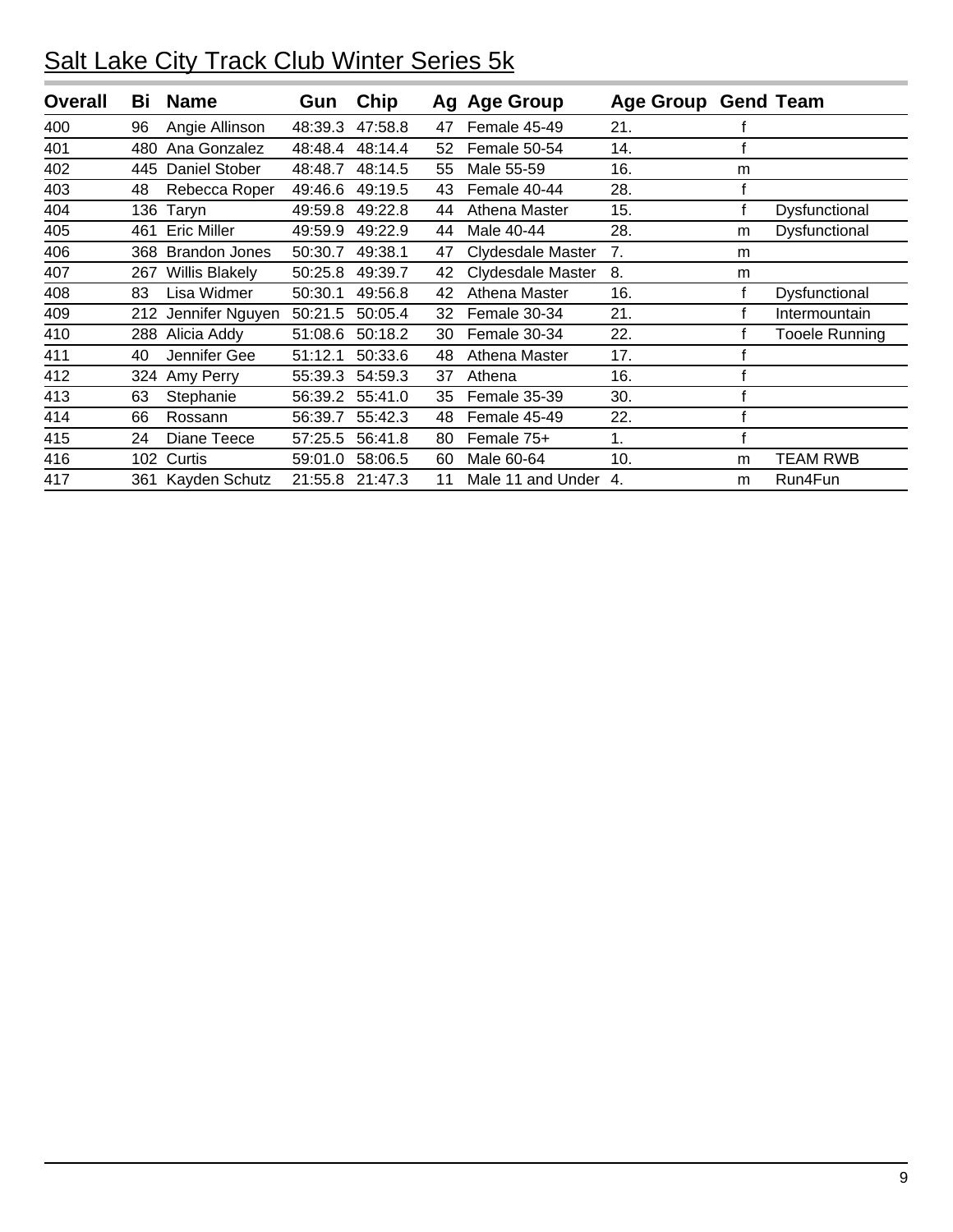# Salt Lake City Track Club Winter Series 5k

| Overall | Bi | Name | Gun | Chip | Ag | Age Group | Age Group | Gend | Team |
|---|---|---|---|---|---|---|---|---|---|
| 400 | 96 | Angie Allinson | 48:39.3 | 47:58.8 | 47 | Female 45-49 | 21. | f | |
| 401 | 480 | Ana Gonzalez | 48:48.4 | 48:14.4 | 52 | Female 50-54 | 14. | f | |
| 402 | 445 | Daniel Stober | 48:48.7 | 48:14.5 | 55 | Male 55-59 | 16. | m | |
| 403 | 48 | Rebecca Roper | 49:46.6 | 49:19.5 | 43 | Female 40-44 | 28. | f | |
| 404 | 136 | Taryn | 49:59.8 | 49:22.8 | 44 | Athena Master | 15. | f | Dysfunctional |
| 405 | 461 | Eric Miller | 49:59.9 | 49:22.9 | 44 | Male 40-44 | 28. | m | Dysfunctional |
| 406 | 368 | Brandon Jones | 50:30.7 | 49:38.1 | 47 | Clydesdale Master | 7. | m | |
| 407 | 267 | Willis Blakely | 50:25.8 | 49:39.7 | 42 | Clydesdale Master | 8. | m | |
| 408 | 83 | Lisa Widmer | 50:30.1 | 49:56.8 | 42 | Athena Master | 16. | f | Dysfunctional |
| 409 | 212 | Jennifer Nguyen | 50:21.5 | 50:05.4 | 32 | Female 30-34 | 21. | f | Intermountain |
| 410 | 288 | Alicia Addy | 51:08.6 | 50:18.2 | 30 | Female 30-34 | 22. | f | Tooele Running |
| 411 | 40 | Jennifer Gee | 51:12.1 | 50:33.6 | 48 | Athena Master | 17. | f | |
| 412 | 324 | Amy Perry | 55:39.3 | 54:59.3 | 37 | Athena | 16. | f | |
| 413 | 63 | Stephanie | 56:39.2 | 55:41.0 | 35 | Female 35-39 | 30. | f | |
| 414 | 66 | Rossann | 56:39.7 | 55:42.3 | 48 | Female 45-49 | 22. | f | |
| 415 | 24 | Diane Teece | 57:25.5 | 56:41.8 | 80 | Female 75+ | 1. | f | |
| 416 | 102 | Curtis | 59:01.0 | 58:06.5 | 60 | Male 60-64 | 10. | m | TEAM RWB |
| 417 | 361 | Kayden Schutz | 21:55.8 | 21:47.3 | 11 | Male 11 and Under | 4. | m | Run4Fun |